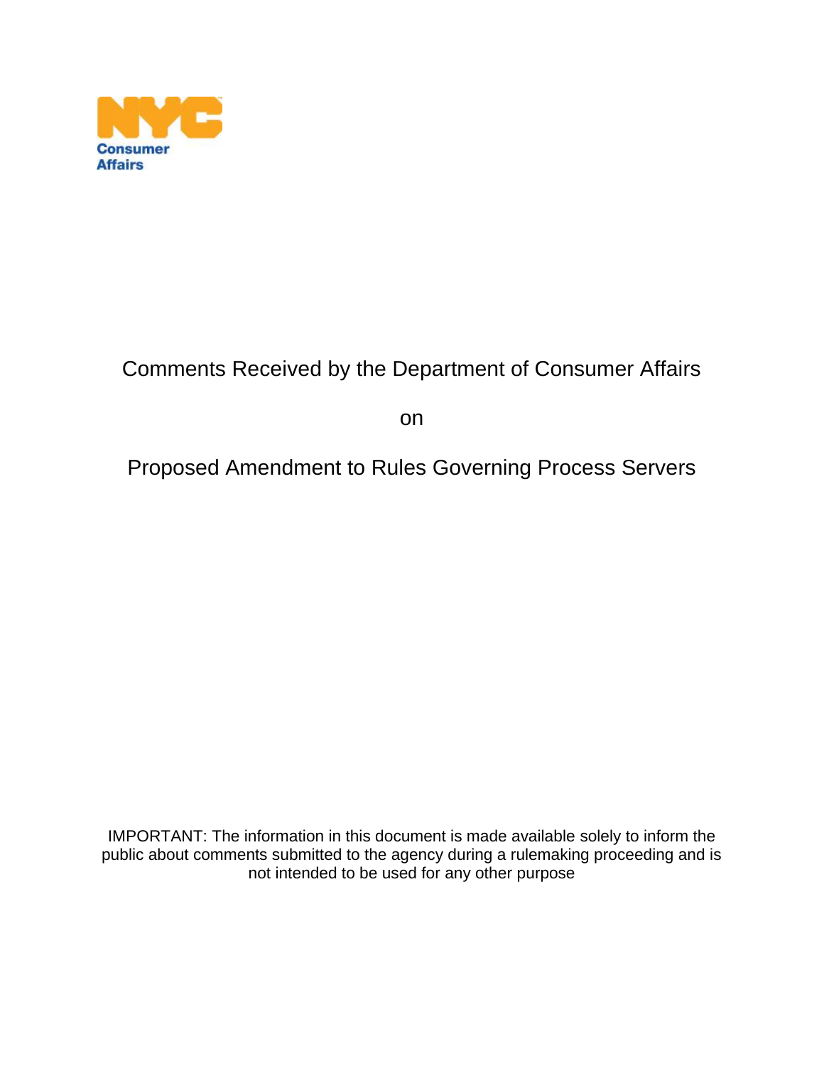NYC Consumer Affairs

# Comments Received by the Department of Consumer Affairs

on

# Proposed Amendment to Rules Governing Process Servers

IMPORTANT: The information in this document is made available solely to inform the public about comments submitted to the agency during a rulemaking proceeding and is not intended to be used for any other purpose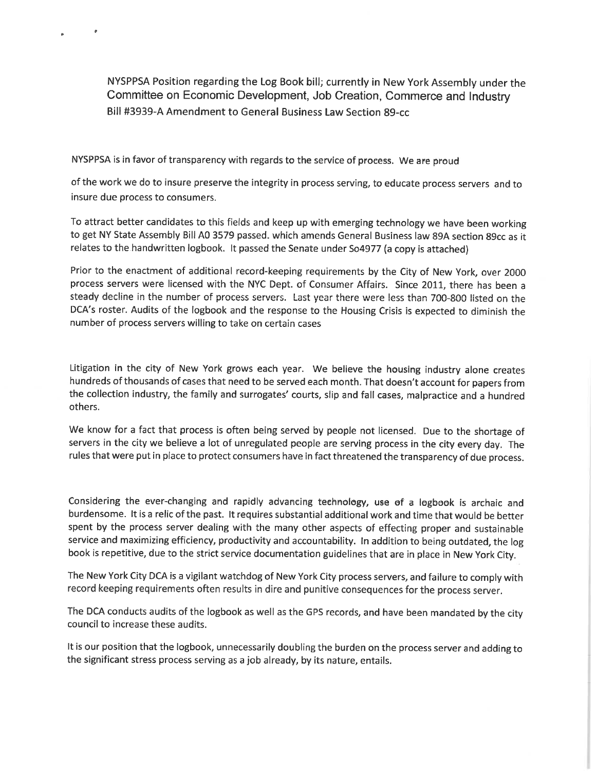NYSPPSA Position regarding the Log Book bill; currently in New York Assembly under the Committee on Economic Development, Job Creation, Commerce and Industry
Bill #3939-A Amendment to General Business Law Section 89-cc

NYSPPSA is in favor of transparency with regards to the service of process. We are proud

of the work we do to insure preserve the integrity in process serving, to educate process servers and to insure due process to consumers.

To attract better candidates to this fields and keep up with emerging technology we have been working to get NY State Assembly Bill A0 3579 passed. which amends General Business law 89A section 89cc as it relates to the handwritten logbook. It passed the Senate under So4977 (a copy is attached)

Prior to the enactment of additional record-keeping requirements by the City of New York, over 2000 process servers were licensed with the NYC Dept. of Consumer Affairs. Since 2011, there has been a steady decline in the number of process servers. Last year there were less than 700-800 listed on the DCA's roster. Audits of the logbook and the response to the Housing Crisis is expected to diminish the number of process servers willing to take on certain cases

Litigation in the city of New York grows each year. We believe the housing industry alone creates hundreds of thousands of cases that need to be served each month. That doesn't account for papers from the collection industry, the family and surrogates' courts, slip and fall cases, malpractice and a hundred others.

We know for a fact that process is often being served by people not licensed. Due to the shortage of servers in the city we believe a lot of unregulated people are serving process in the city every day. The rules that were put in place to protect consumers have in fact threatened the transparency of due process.

Considering the ever-changing and rapidly advancing technology, use of a logbook is archaic and burdensome. It is a relic of the past. It requires substantial additional work and time that would be better spent by the process server dealing with the many other aspects of effecting proper and sustainable service and maximizing efficiency, productivity and accountability. In addition to being outdated, the log book is repetitive, due to the strict service documentation guidelines that are in place in New York City.

The New York City DCA is a vigilant watchdog of New York City process servers, and failure to comply with record keeping requirements often results in dire and punitive consequences for the process server.

The DCA conducts audits of the logbook as well as the GPS records, and have been mandated by the city council to increase these audits.

It is our position that the logbook, unnecessarily doubling the burden on the process server and adding to the significant stress process serving as a job already, by its nature, entails.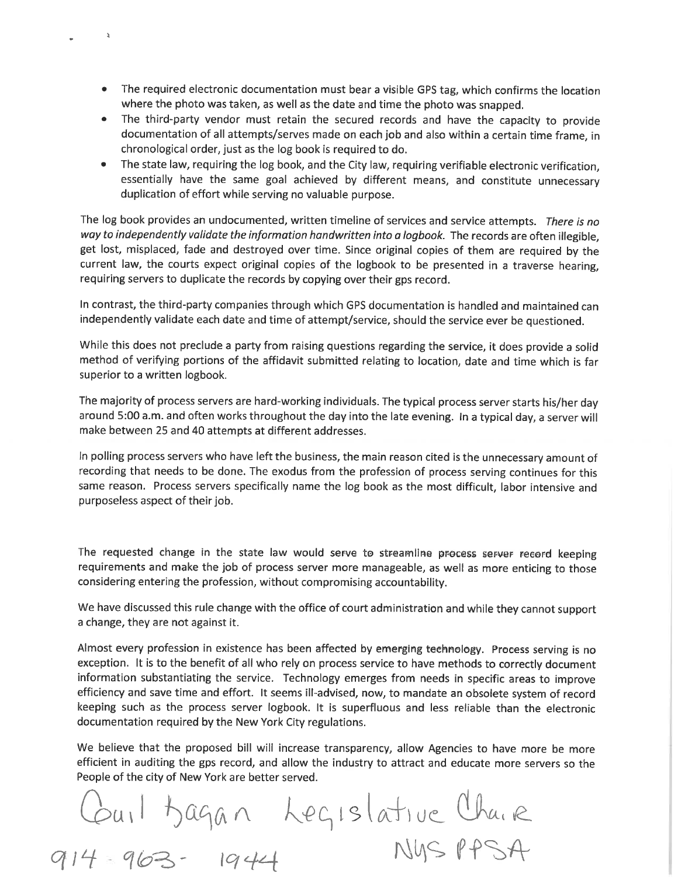- The required electronic documentation must bear a visible GPS tag, which confirms the location where the photo was taken, as well as the date and time the photo was snapped.
- The third-party vendor must retain the secured records and have the capacity to provide documentation of all attempts/serves made on each job and also within a certain time frame, in chronological order, just as the log book is required to do.
- The state law, requiring the log book, and the City law, requiring verifiable electronic verification, essentially have the same goal achieved by different means, and constitute unnecessary duplication of effort while serving no valuable purpose.

The log book provides an undocumented, written timeline of services and service attempts. *There is no way to independently validate the information handwritten into a logbook.* The records are often illegible, get lost, misplaced, fade and destroyed over time. Since original copies of them are required by the current law, the courts expect original copies of the logbook to be presented in a traverse hearing, requiring servers to duplicate the records by copying over their gps record.

In contrast, the third-party companies through which GPS documentation is handled and maintained can independently validate each date and time of attempt/service, should the service ever be questioned.

While this does not preclude a party from raising questions regarding the service, it does provide a solid method of verifying portions of the affidavit submitted relating to location, date and time which is far superior to a written logbook.

The majority of process servers are hard-working individuals. The typical process server starts his/her day around 5:00 a.m. and often works throughout the day into the late evening. In a typical day, a server will make between 25 and 40 attempts at different addresses.

In polling process servers who have left the business, the main reason cited is the unnecessary amount of recording that needs to be done. The exodus from the profession of process serving continues for this same reason. Process servers specifically name the log book as the most difficult, labor intensive and purposeless aspect of their job.

The requested change in the state law would serve to streamline process server record keeping requirements and make the job of process server more manageable, as well as more enticing to those considering entering the profession, without compromising accountability.

We have discussed this rule change with the office of court administration and while they cannot support a change, they are not against it.

Almost every profession in existence has been affected by emerging technology. Process serving is no exception. It is to the benefit of all who rely on process service to have methods to correctly document information substantiating the service. Technology emerges from needs in specific areas to improve efficiency and save time and effort. It seems ill-advised, now, to mandate an obsolete system of record keeping such as the process server logbook. It is superfluous and less reliable than the electronic documentation required by the New York City regulations.

We believe that the proposed bill will increase transparency, allow Agencies to have more be more efficient in auditing the gps record, and allow the industry to attract and educate more servers so the People of the city of New York are better served.

Paul Hagan Legislative Chair

914-963-1944 NYS PPSA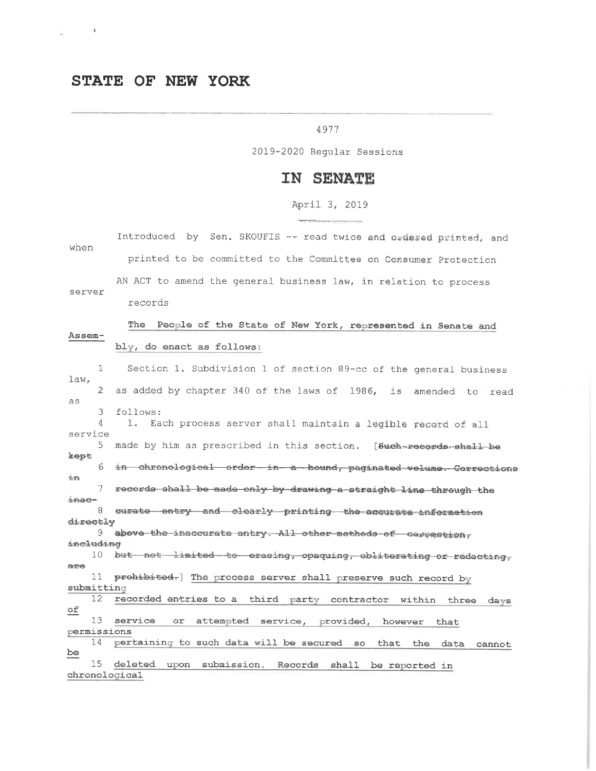# STATE OF NEW YORK

---

4977

2019-2020 Regular Sessions

## IN SENATE

April 3, 2019

Introduced by Sen. SKOUFIS -- read twice and ordered printed, and when printed to be committed to the Committee on Consumer Protection

AN ACT to amend the general business law, in relation to process server records

The People of the State of New York, represented in Senate and Assembly, do enact as follows:

1 Section 1. Subdivision 1 of section 89-cc of the general business law,
2 as added by chapter 340 of the laws of 1986, is amended to read as
3 follows:
4 1. Each process server shall maintain a legible record of all service
5 made by him as prescribed in this section. [~~Such records shall be kept~~
6 ~~in chronological order in a bound, paginated volume. Corrections in~~
7 ~~records shall be made only by drawing a straight line through the inac-~~
8 ~~curate entry and clearly printing the accurate information directly~~
9 ~~above the inaccurate entry. All other methods of correction, including~~
10 ~~but not limited to erasing, opaquing, obliterating or redacting, are~~
11 ~~prohibited.~~] The process server shall preserve such record by submitting
12 recorded entries to a third party contractor within three days of
13 service or attempted service, provided, however that permissions
14 pertaining to such data will be secured so that the data cannot be
15 deleted upon submission. Records shall be reported in chronological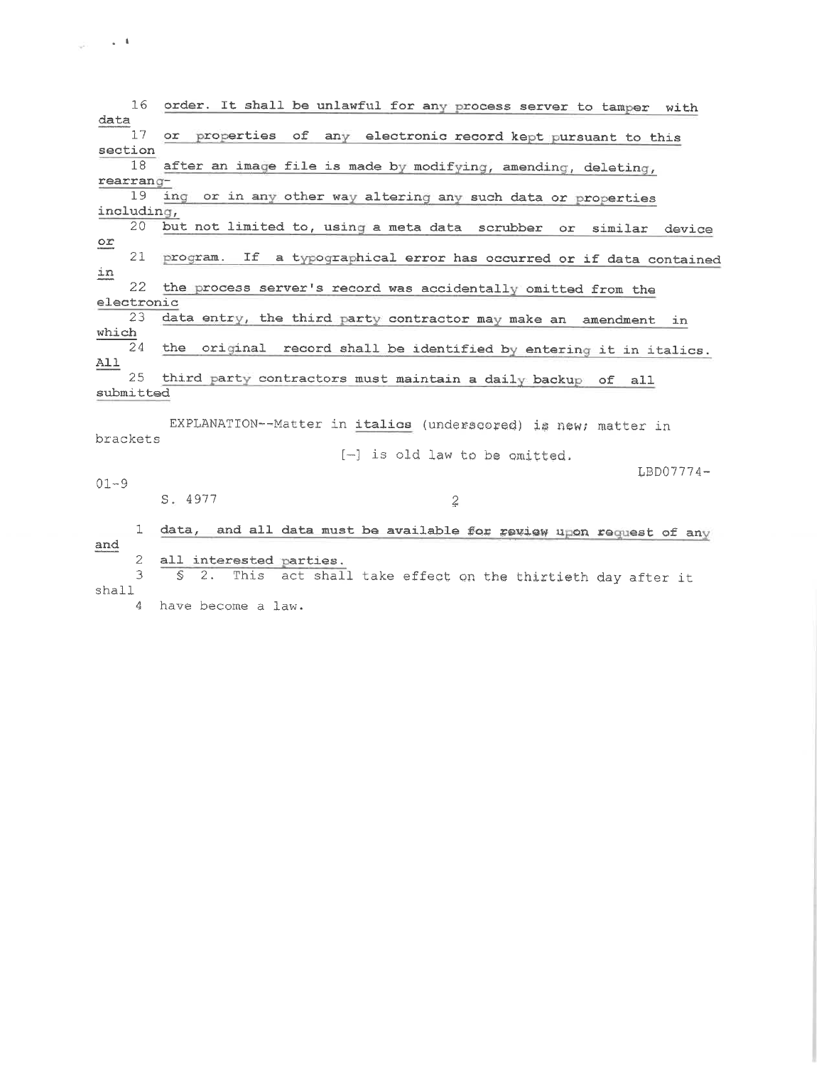16 order. It shall be unlawful for any process server to tamper with data
17 or properties of any electronic record kept pursuant to this section
18 after an image file is made by modifying, amending, deleting, rearrang-
19 ing or in any other way altering any such data or properties including,
20 but not limited to, using a meta data scrubber or similar device or
21 program. If a typographical error has occurred or if data contained in
22 the process server's record was accidentally omitted from the electronic
23 data entry, the third party contractor may make an amendment in which
24 the original record shall be identified by entering it in italics. All
25 third party contractors must maintain a daily backup of all submitted

EXPLANATION--Matter in *italics* (underscored) is new; matter in brackets
[-] is old law to be omitted.

LBD07774-01-9

S. 4977

1 data, and all data must be available for review upon request of any and
2 all interested parties.
3 § 2. This act shall take effect on the thirtieth day after it shall
4 have become a law.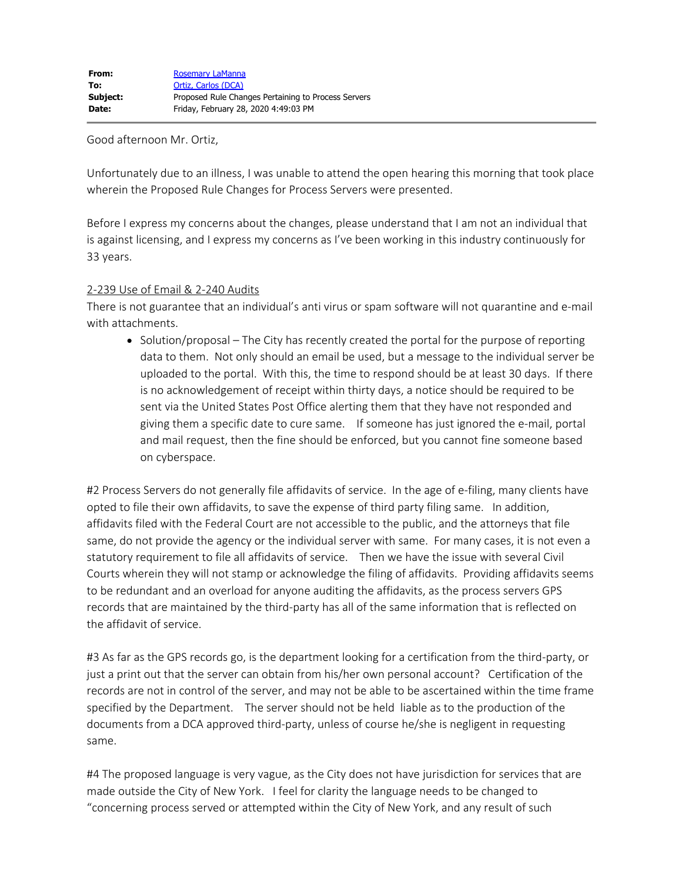| | |
|---|---|
| **From:** | Rosemary LaManna |
| **To:** | Ortiz, Carlos (DCA) |
| **Subject:** | Proposed Rule Changes Pertaining to Process Servers |
| **Date:** | Friday, February 28, 2020 4:49:03 PM |

Good afternoon Mr. Ortiz,

Unfortunately due to an illness, I was unable to attend the open hearing this morning that took place wherein the Proposed Rule Changes for Process Servers were presented.

Before I express my concerns about the changes, please understand that I am not an individual that is against licensing, and I express my concerns as I've been working in this industry continuously for 33 years.

2-239 Use of Email & 2-240 Audits

There is not guarantee that an individual's anti virus or spam software will not quarantine and e-mail with attachments.

- Solution/proposal – The City has recently created the portal for the purpose of reporting data to them. Not only should an email be used, but a message to the individual server be uploaded to the portal. With this, the time to respond should be at least 30 days. If there is no acknowledgement of receipt within thirty days, a notice should be required to be sent via the United States Post Office alerting them that they have not responded and giving them a specific date to cure same. If someone has just ignored the e-mail, portal and mail request, then the fine should be enforced, but you cannot fine someone based on cyberspace.

#2 Process Servers do not generally file affidavits of service. In the age of e-filing, many clients have opted to file their own affidavits, to save the expense of third party filing same. In addition, affidavits filed with the Federal Court are not accessible to the public, and the attorneys that file same, do not provide the agency or the individual server with same. For many cases, it is not even a statutory requirement to file all affidavits of service. Then we have the issue with several Civil Courts wherein they will not stamp or acknowledge the filing of affidavits. Providing affidavits seems to be redundant and an overload for anyone auditing the affidavits, as the process servers GPS records that are maintained by the third-party has all of the same information that is reflected on the affidavit of service.

#3 As far as the GPS records go, is the department looking for a certification from the third-party, or just a print out that the server can obtain from his/her own personal account? Certification of the records are not in control of the server, and may not be able to be ascertained within the time frame specified by the Department. The server should not be held liable as to the production of the documents from a DCA approved third-party, unless of course he/she is negligent in requesting same.

#4 The proposed language is very vague, as the City does not have jurisdiction for services that are made outside the City of New York. I feel for clarity the language needs to be changed to "concerning process served or attempted within the City of New York, and any result of such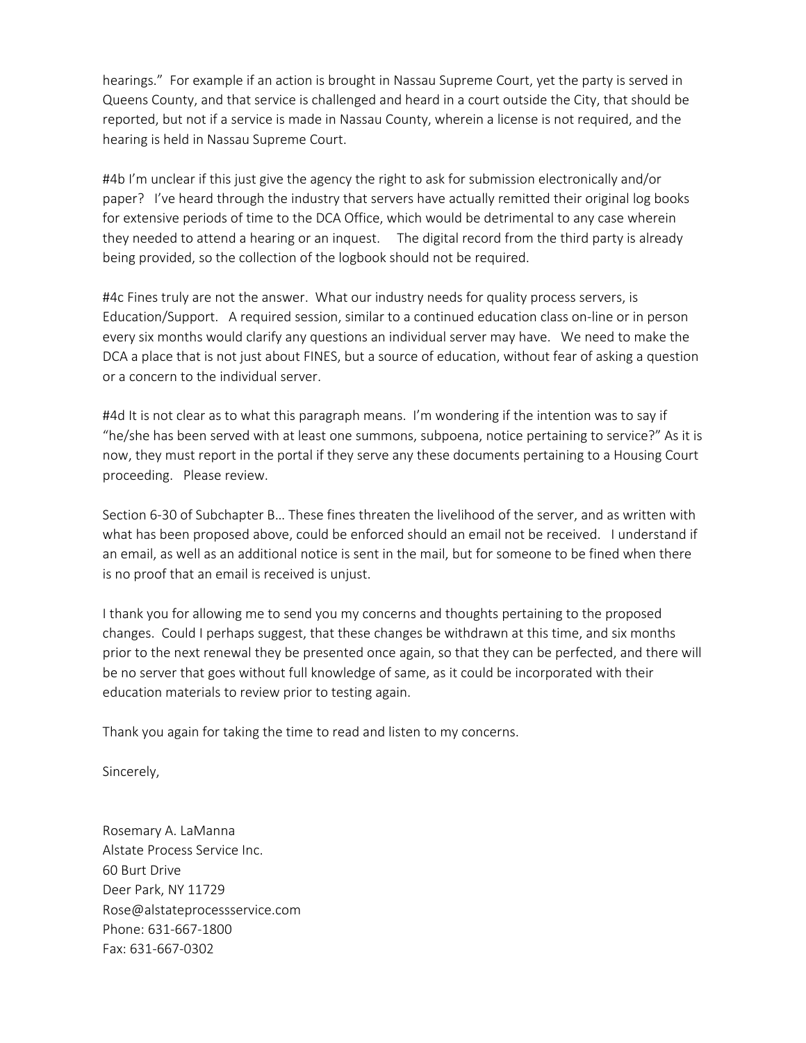hearings." For example if an action is brought in Nassau Supreme Court, yet the party is served in Queens County, and that service is challenged and heard in a court outside the City, that should be reported, but not if a service is made in Nassau County, wherein a license is not required, and the hearing is held in Nassau Supreme Court.

#4b I'm unclear if this just give the agency the right to ask for submission electronically and/or paper? I've heard through the industry that servers have actually remitted their original log books for extensive periods of time to the DCA Office, which would be detrimental to any case wherein they needed to attend a hearing or an inquest. The digital record from the third party is already being provided, so the collection of the logbook should not be required.

#4c Fines truly are not the answer. What our industry needs for quality process servers, is Education/Support. A required session, similar to a continued education class on-line or in person every six months would clarify any questions an individual server may have. We need to make the DCA a place that is not just about FINES, but a source of education, without fear of asking a question or a concern to the individual server.

#4d It is not clear as to what this paragraph means. I'm wondering if the intention was to say if "he/she has been served with at least one summons, subpoena, notice pertaining to service?" As it is now, they must report in the portal if they serve any these documents pertaining to a Housing Court proceeding. Please review.

Section 6-30 of Subchapter B… These fines threaten the livelihood of the server, and as written with what has been proposed above, could be enforced should an email not be received. I understand if an email, as well as an additional notice is sent in the mail, but for someone to be fined when there is no proof that an email is received is unjust.

I thank you for allowing me to send you my concerns and thoughts pertaining to the proposed changes. Could I perhaps suggest, that these changes be withdrawn at this time, and six months prior to the next renewal they be presented once again, so that they can be perfected, and there will be no server that goes without full knowledge of same, as it could be incorporated with their education materials to review prior to testing again.

Thank you again for taking the time to read and listen to my concerns.

Sincerely,

Rosemary A. LaManna  
Alstate Process Service Inc.  
60 Burt Drive  
Deer Park, NY 11729  
Rose@alstateprocessservice.com  
Phone: 631-667-1800  
Fax: 631-667-0302